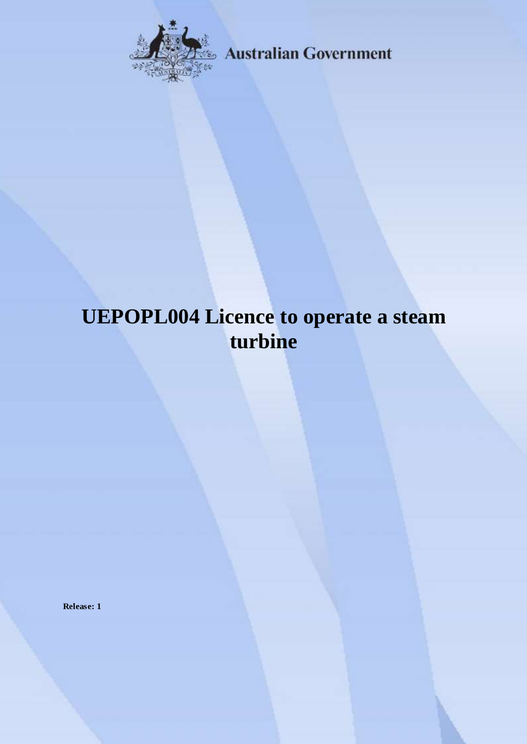Australian Government

# UEPOPL004 Licence to operate a steam turbine

**Release: 1**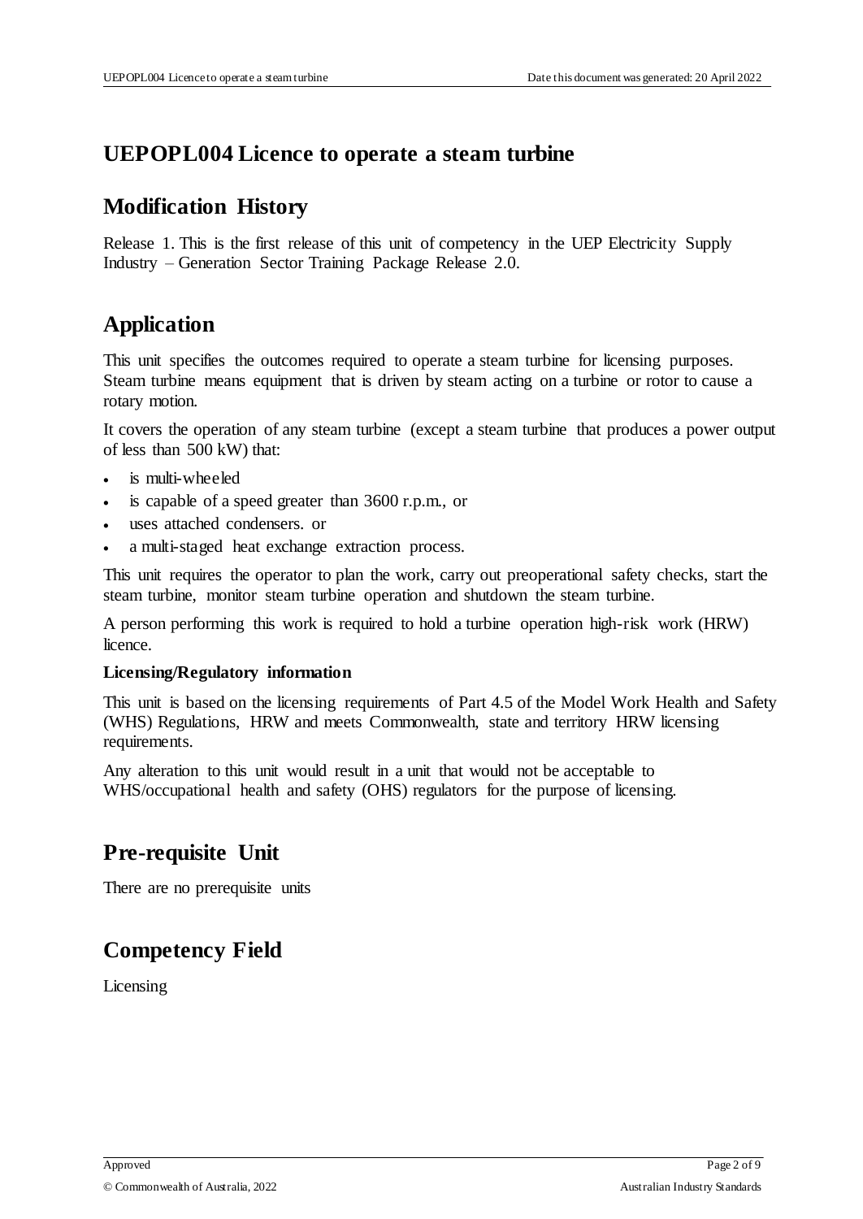# UEPOPL004 Licence to operate a steam turbine

## Modification History

Release 1. This is the first release of this unit of competency in the UEP Electricity Supply Industry – Generation Sector Training Package Release 2.0.

## Application

This unit specifies the outcomes required to operate a steam turbine for licensing purposes. Steam turbine means equipment that is driven by steam acting on a turbine or rotor to cause a rotary motion.

It covers the operation of any steam turbine (except a steam turbine that produces a power output of less than 500 kW) that:

- is multi-wheeled
- is capable of a speed greater than 3600 r.p.m., or
- uses attached condensers. or
- a multi-staged heat exchange extraction process.

This unit requires the operator to plan the work, carry out preoperational safety checks, start the steam turbine, monitor steam turbine operation and shutdown the steam turbine.

A person performing this work is required to hold a turbine operation high-risk work (HRW) licence.

**Licensing/Regulatory information**

This unit is based on the licensing requirements of Part 4.5 of the Model Work Health and Safety (WHS) Regulations, HRW and meets Commonwealth, state and territory HRW licensing requirements.

Any alteration to this unit would result in a unit that would not be acceptable to WHS/occupational health and safety (OHS) regulators for the purpose of licensing.

## Pre-requisite Unit

There are no prerequisite units

## Competency Field

Licensing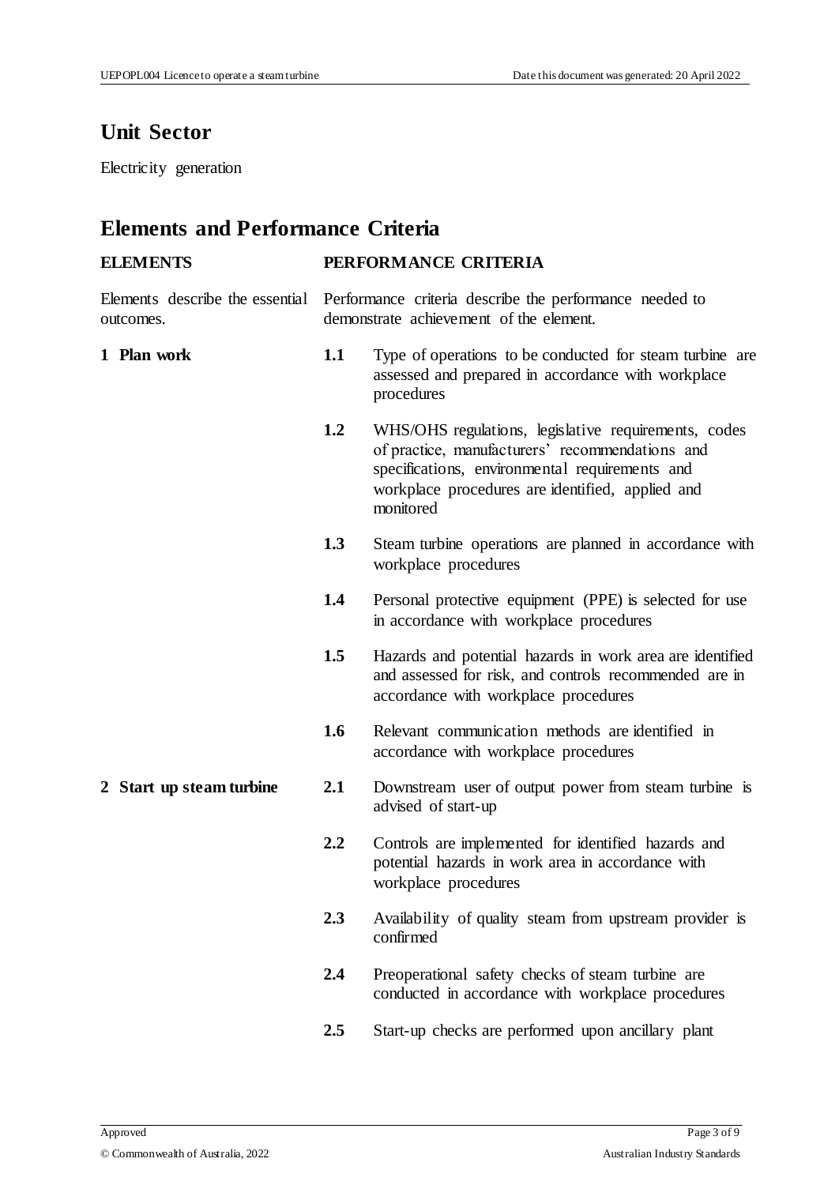## Unit Sector

Electricity generation

## Elements and Performance Criteria

| ELEMENTS | PERFORMANCE CRITERIA | |
|---|---|---|
| Elements describe the essential outcomes. | Performance criteria describe the performance needed to demonstrate achievement of the element. | |
| **1 Plan work** | **1.1** | Type of operations to be conducted for steam turbine are assessed and prepared in accordance with workplace procedures |
| | **1.2** | WHS/OHS regulations, legislative requirements, codes of practice, manufacturers' recommendations and specifications, environmental requirements and workplace procedures are identified, applied and monitored |
| | **1.3** | Steam turbine operations are planned in accordance with workplace procedures |
| | **1.4** | Personal protective equipment (PPE) is selected for use in accordance with workplace procedures |
| | **1.5** | Hazards and potential hazards in work area are identified and assessed for risk, and controls recommended are in accordance with workplace procedures |
| | **1.6** | Relevant communication methods are identified in accordance with workplace procedures |
| **2 Start up steam turbine** | **2.1** | Downstream user of output power from steam turbine is advised of start-up |
| | **2.2** | Controls are implemented for identified hazards and potential hazards in work area in accordance with workplace procedures |
| | **2.3** | Availability of quality steam from upstream provider is confirmed |
| | **2.4** | Preoperational safety checks of steam turbine are conducted in accordance with workplace procedures |
| | **2.5** | Start-up checks are performed upon ancillary plant |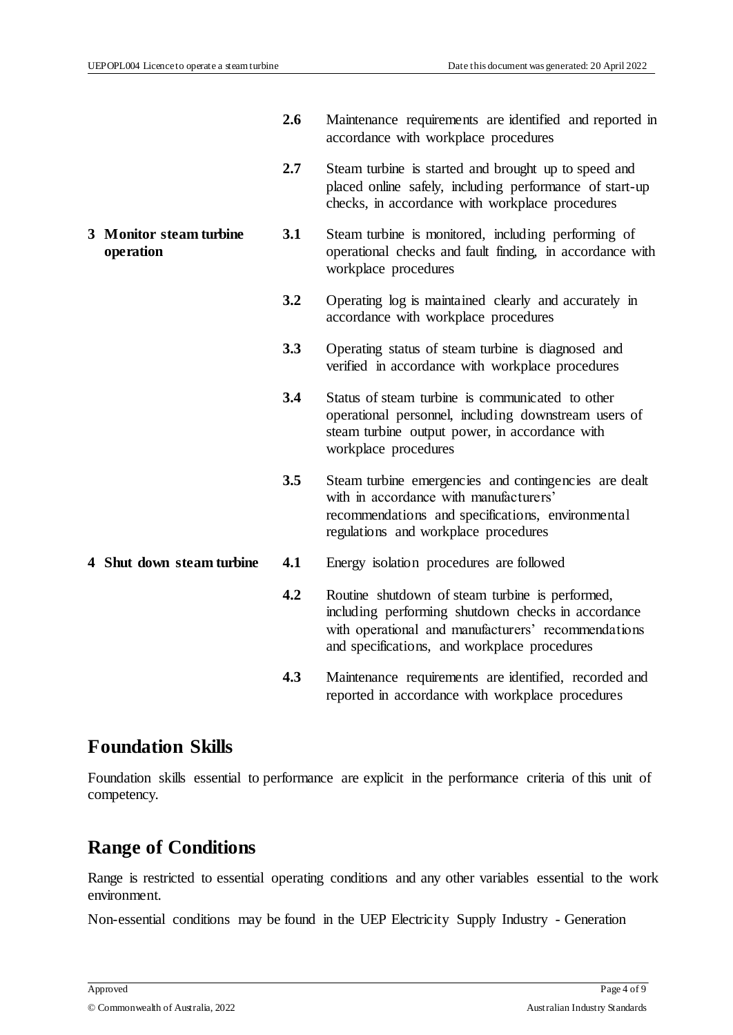| | | |
|---|---|---|
| | **2.6** | Maintenance requirements are identified and reported in accordance with workplace procedures |
| | **2.7** | Steam turbine is started and brought up to speed and placed online safely, including performance of start-up checks, in accordance with workplace procedures |
| **3 Monitor steam turbine operation** | **3.1** | Steam turbine is monitored, including performing of operational checks and fault finding, in accordance with workplace procedures |
| | **3.2** | Operating log is maintained clearly and accurately in accordance with workplace procedures |
| | **3.3** | Operating status of steam turbine is diagnosed and verified in accordance with workplace procedures |
| | **3.4** | Status of steam turbine is communicated to other operational personnel, including downstream users of steam turbine output power, in accordance with workplace procedures |
| | **3.5** | Steam turbine emergencies and contingencies are dealt with in accordance with manufacturers' recommendations and specifications, environmental regulations and workplace procedures |
| **4 Shut down steam turbine** | **4.1** | Energy isolation procedures are followed |
| | **4.2** | Routine shutdown of steam turbine is performed, including performing shutdown checks in accordance with operational and manufacturers' recommendations and specifications, and workplace procedures |
| | **4.3** | Maintenance requirements are identified, recorded and reported in accordance with workplace procedures |

## Foundation Skills

Foundation skills essential to performance are explicit in the performance criteria of this unit of competency.

## Range of Conditions

Range is restricted to essential operating conditions and any other variables essential to the work environment.

Non-essential conditions may be found in the UEP Electricity Supply Industry - Generation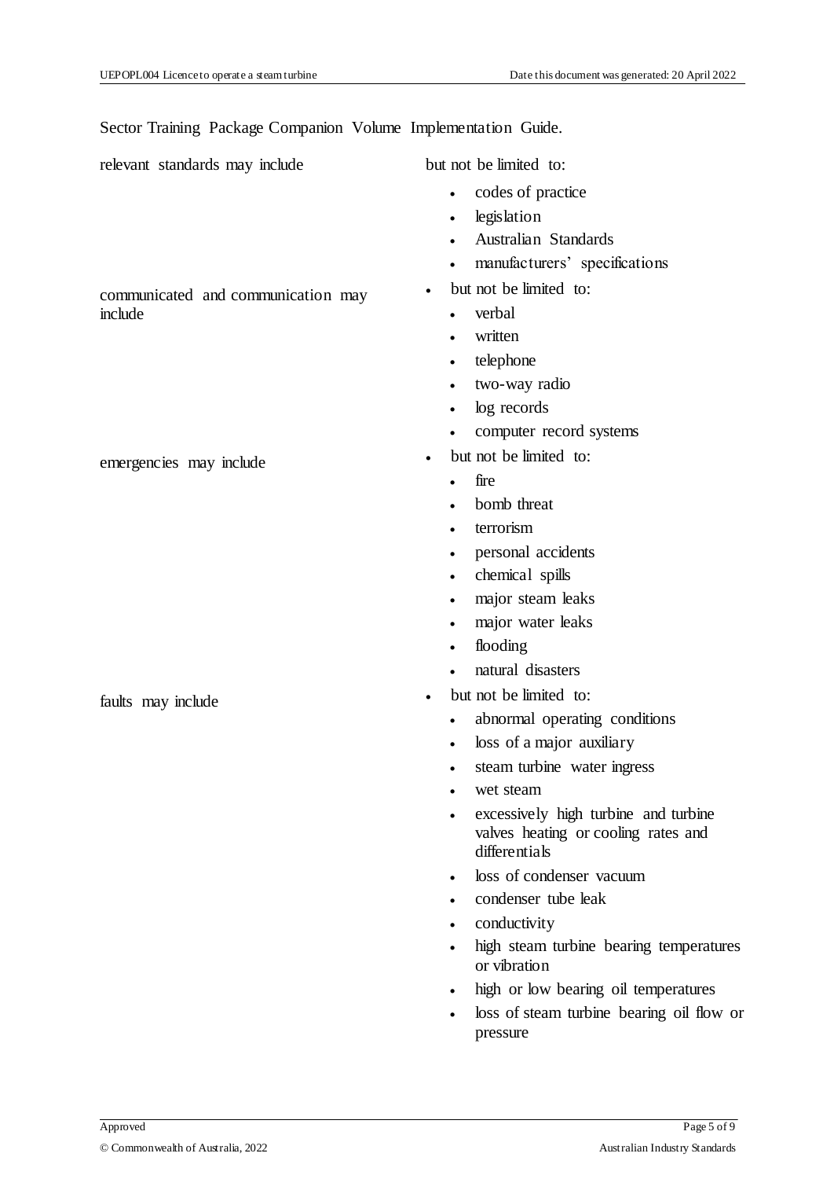Sector Training Package Companion Volume Implementation Guide.

| | |
|---|---|
| relevant standards may include | but not be limited to:<br>• codes of practice<br>• legislation<br>• Australian Standards<br>• manufacturers' specifications |
| communicated and communication may include | • but not be limited to:<br>• verbal<br>• written<br>• telephone<br>• two-way radio<br>• log records<br>• computer record systems |
| emergencies may include | • but not be limited to:<br>• fire<br>• bomb threat<br>• terrorism<br>• personal accidents<br>• chemical spills<br>• major steam leaks<br>• major water leaks<br>• flooding<br>• natural disasters |
| faults may include | • but not be limited to:<br>• abnormal operating conditions<br>• loss of a major auxiliary<br>• steam turbine water ingress<br>• wet steam<br>• excessively high turbine and turbine valves heating or cooling rates and differentials<br>• loss of condenser vacuum<br>• condenser tube leak<br>• conductivity<br>• high steam turbine bearing temperatures or vibration<br>• high or low bearing oil temperatures<br>• loss of steam turbine bearing oil flow or pressure |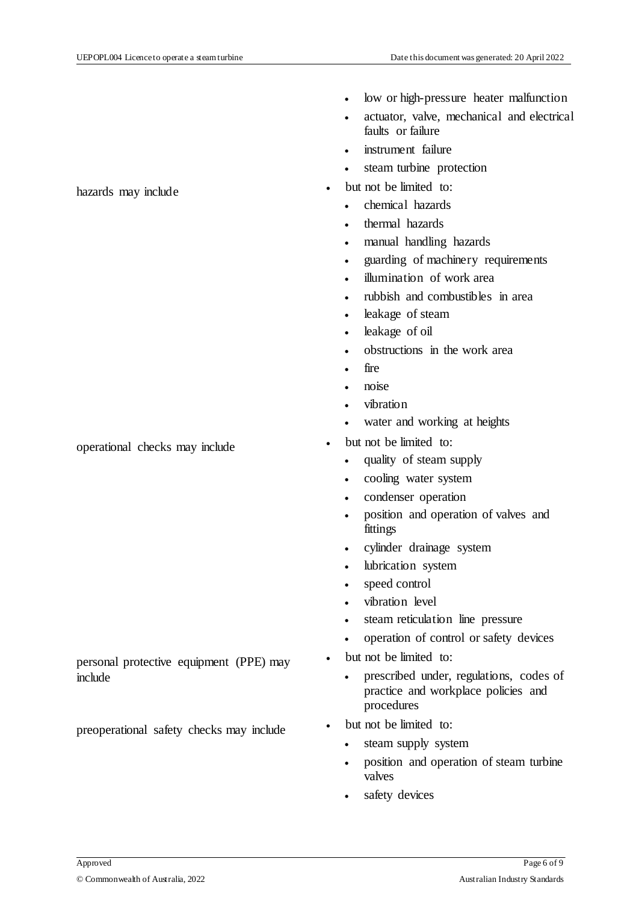|  |  |
|---|---|
|  | - low or high-pressure heater malfunction<br>- actuator, valve, mechanical and electrical faults or failure<br>- instrument failure<br>- steam turbine protection |
| hazards may include | - but not be limited to:<br>  - chemical hazards<br>  - thermal hazards<br>  - manual handling hazards<br>  - guarding of machinery requirements<br>  - illumination of work area<br>  - rubbish and combustibles in area<br>  - leakage of steam<br>  - leakage of oil<br>  - obstructions in the work area<br>  - fire<br>  - noise<br>  - vibration<br>  - water and working at heights |
| operational checks may include | - but not be limited to:<br>  - quality of steam supply<br>  - cooling water system<br>  - condenser operation<br>  - position and operation of valves and fittings<br>  - cylinder drainage system<br>  - lubrication system<br>  - speed control<br>  - vibration level<br>  - steam reticulation line pressure<br>  - operation of control or safety devices |
| personal protective equipment (PPE) may include | - but not be limited to:<br>  - prescribed under, regulations, codes of practice and workplace policies and procedures |
| preoperational safety checks may include | - but not be limited to:<br>  - steam supply system<br>  - position and operation of steam turbine valves<br>  - safety devices |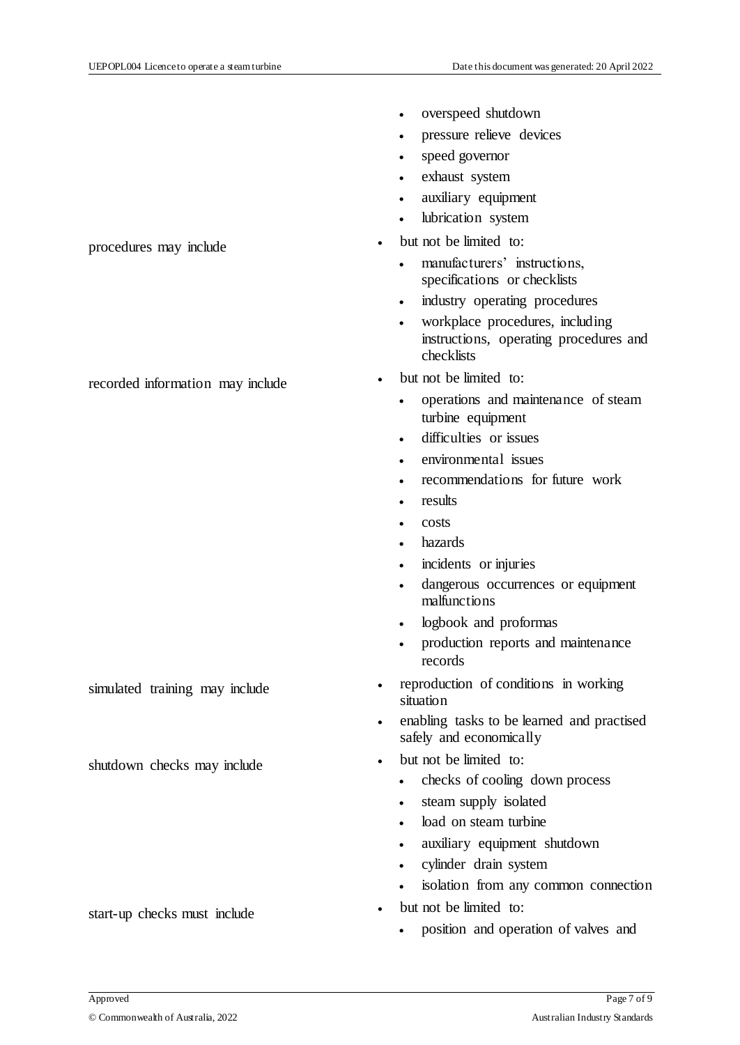| | |
|---|---|
| | - overspeed shutdown<br>- pressure relieve devices<br>- speed governor<br>- exhaust system<br>- auxiliary equipment<br>- lubrication system |
| procedures may include | - but not be limited to:<br>  - manufacturers' instructions, specifications or checklists<br>  - industry operating procedures<br>  - workplace procedures, including instructions, operating procedures and checklists |
| recorded information may include | - but not be limited to:<br>  - operations and maintenance of steam turbine equipment<br>  - difficulties or issues<br>  - environmental issues<br>  - recommendations for future work<br>  - results<br>  - costs<br>  - hazards<br>  - incidents or injuries<br>  - dangerous occurrences or equipment malfunctions<br>  - logbook and proformas<br>  - production reports and maintenance records |
| simulated training may include | - reproduction of conditions in working situation<br>- enabling tasks to be learned and practised safely and economically |
| shutdown checks may include | - but not be limited to:<br>  - checks of cooling down process<br>  - steam supply isolated<br>  - load on steam turbine<br>  - auxiliary equipment shutdown<br>  - cylinder drain system<br>  - isolation from any common connection |
| start-up checks must include | - but not be limited to:<br>  - position and operation of valves and |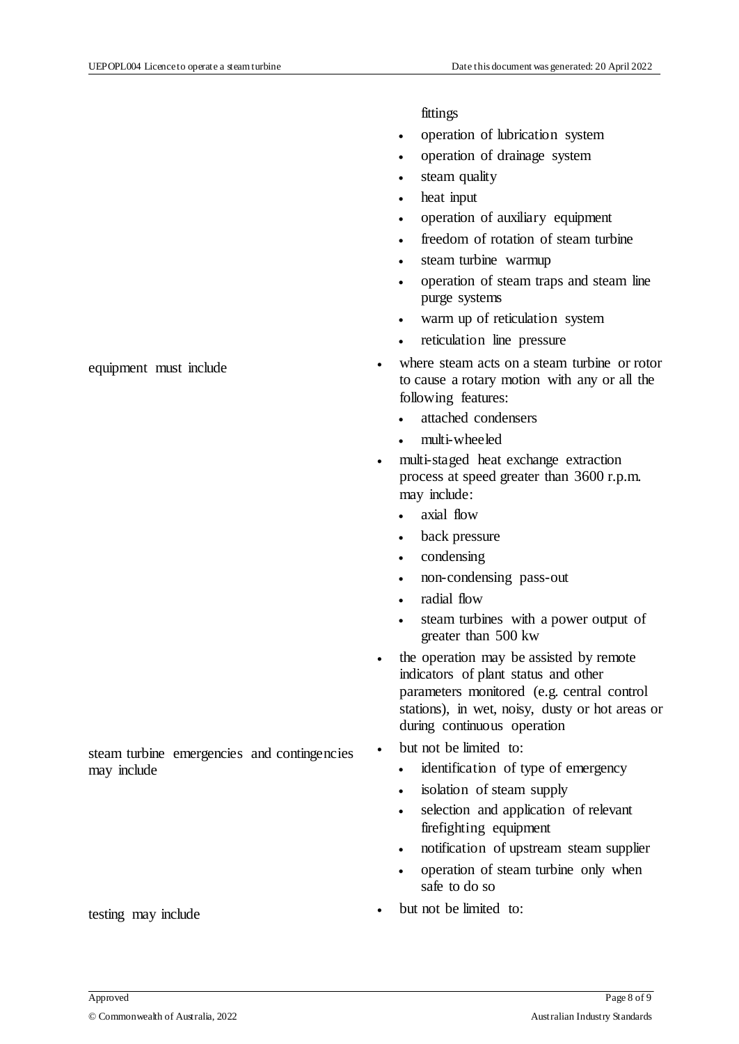| | |
|---|---|
| | fittings<br>• operation of lubrication system<br>• operation of drainage system<br>• steam quality<br>• heat input<br>• operation of auxiliary equipment<br>• freedom of rotation of steam turbine<br>• steam turbine warmup<br>• operation of steam traps and steam line purge systems<br>• warm up of reticulation system<br>• reticulation line pressure |
| equipment must include | • where steam acts on a steam turbine or rotor to cause a rotary motion with any or all the following features:<br>  • attached condensers<br>  • multi-wheeled<br>• multi-staged heat exchange extraction process at speed greater than 3600 r.p.m. may include:<br>  • axial flow<br>  • back pressure<br>  • condensing<br>  • non-condensing pass-out<br>  • radial flow<br>  • steam turbines with a power output of greater than 500 kw<br>• the operation may be assisted by remote indicators of plant status and other parameters monitored (e.g. central control stations), in wet, noisy, dusty or hot areas or during continuous operation |
| steam turbine emergencies and contingencies may include | • but not be limited to:<br>  • identification of type of emergency<br>  • isolation of steam supply<br>  • selection and application of relevant firefighting equipment<br>  • notification of upstream steam supplier<br>  • operation of steam turbine only when safe to do so |
| testing may include | • but not be limited to: |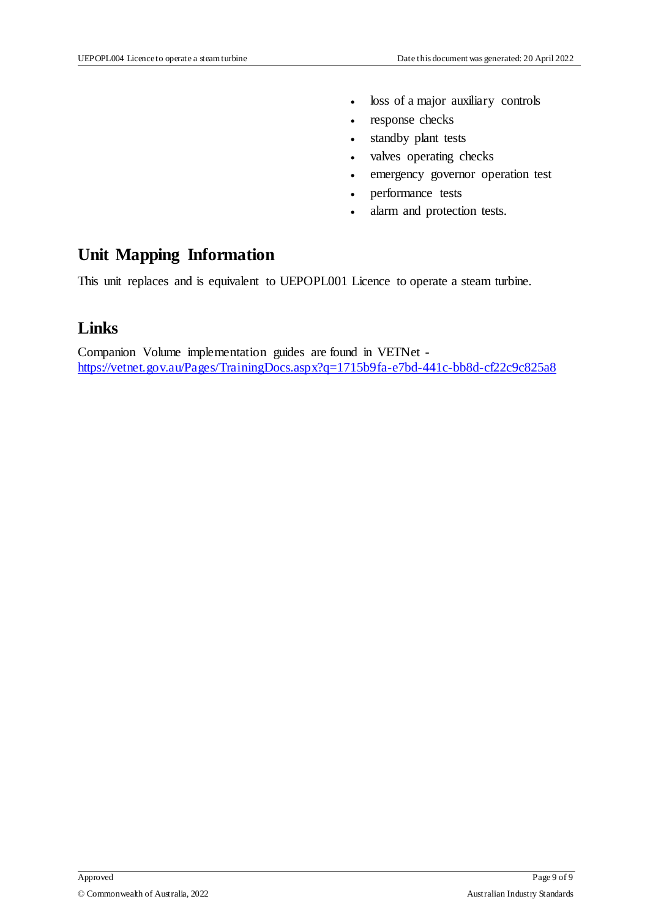- loss of a major auxiliary controls
- response checks
- standby plant tests
- valves operating checks
- emergency governor operation test
- performance tests
- alarm and protection tests.

## Unit Mapping Information

This unit replaces and is equivalent to UEPOPL001 Licence to operate a steam turbine.

## Links

Companion Volume implementation guides are found in VETNet - https://vetnet.gov.au/Pages/TrainingDocs.aspx?q=1715b9fa-e7bd-441c-bb8d-cf22c9c825a8